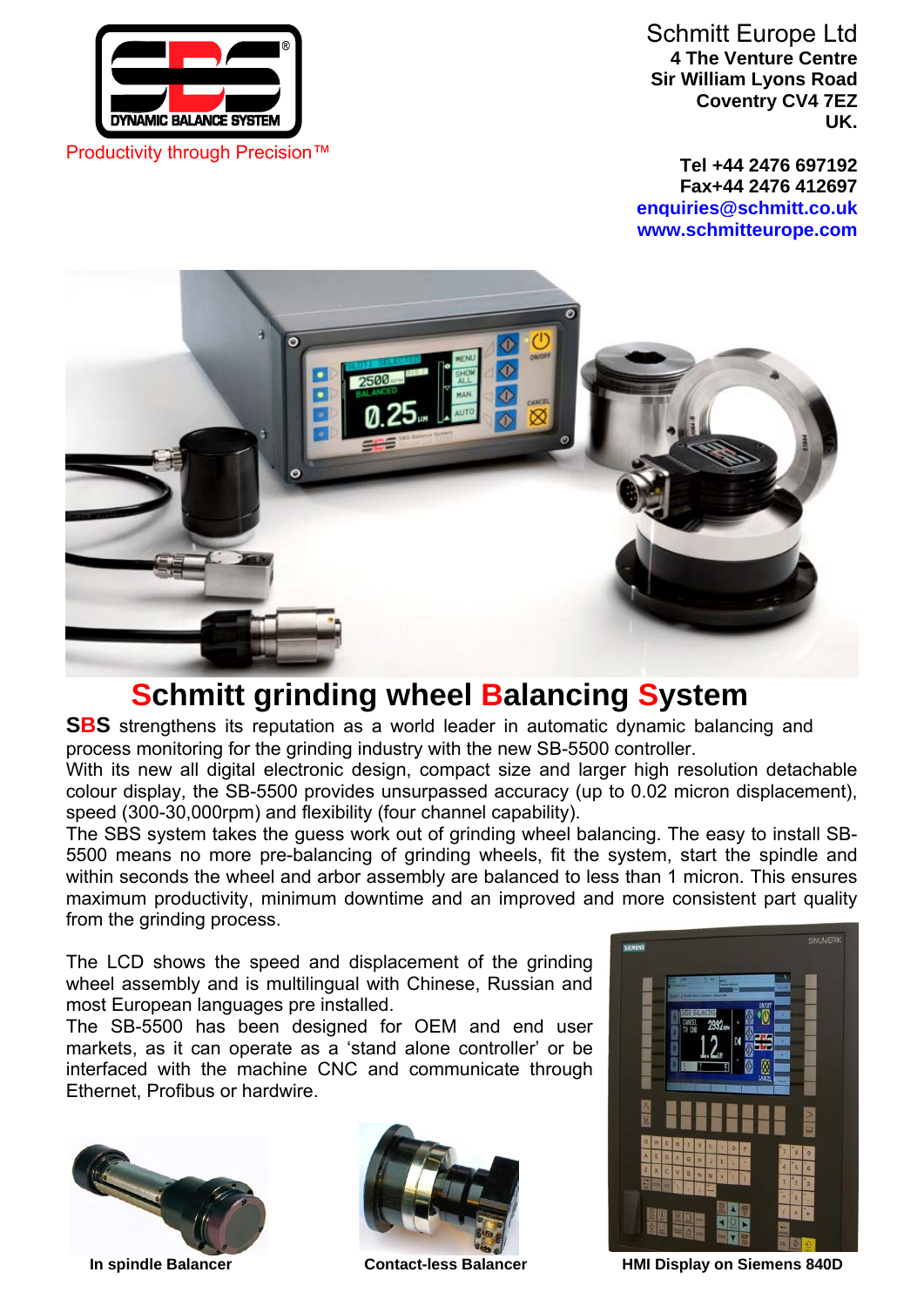Productivity through Precision™

Schmitt Europe Ltd
**4 The Venture Centre**
**Sir William Lyons Road**
**Coventry CV4 7EZ**
**UK.**

**Tel +44 2476 697192**
**Fax+44 2476 412697**
**enquiries@schmitt.co.uk**
**www.schmitteurope.com**

# Schmitt grinding wheel Balancing System

**SBS** strengthens its reputation as a world leader in automatic dynamic balancing and process monitoring for the grinding industry with the new SB-5500 controller.
With its new all digital electronic design, compact size and larger high resolution detachable colour display, the SB-5500 provides unsurpassed accuracy (up to 0.02 micron displacement), speed (300-30,000rpm) and flexibility (four channel capability).
The SBS system takes the guess work out of grinding wheel balancing. The easy to install SB-5500 means no more pre-balancing of grinding wheels, fit the system, start the spindle and within seconds the wheel and arbor assembly are balanced to less than 1 micron. This ensures maximum productivity, minimum downtime and an improved and more consistent part quality from the grinding process.

The LCD shows the speed and displacement of the grinding wheel assembly and is multilingual with Chinese, Russian and most European languages pre installed.
The SB-5500 has been designed for OEM and end user markets, as it can operate as a 'stand alone controller' or be interfaced with the machine CNC and communicate through Ethernet, Profibus or hardwire.

**In spindle Balancer**

**Contact-less Balancer**

**HMI Display on Siemens 840D**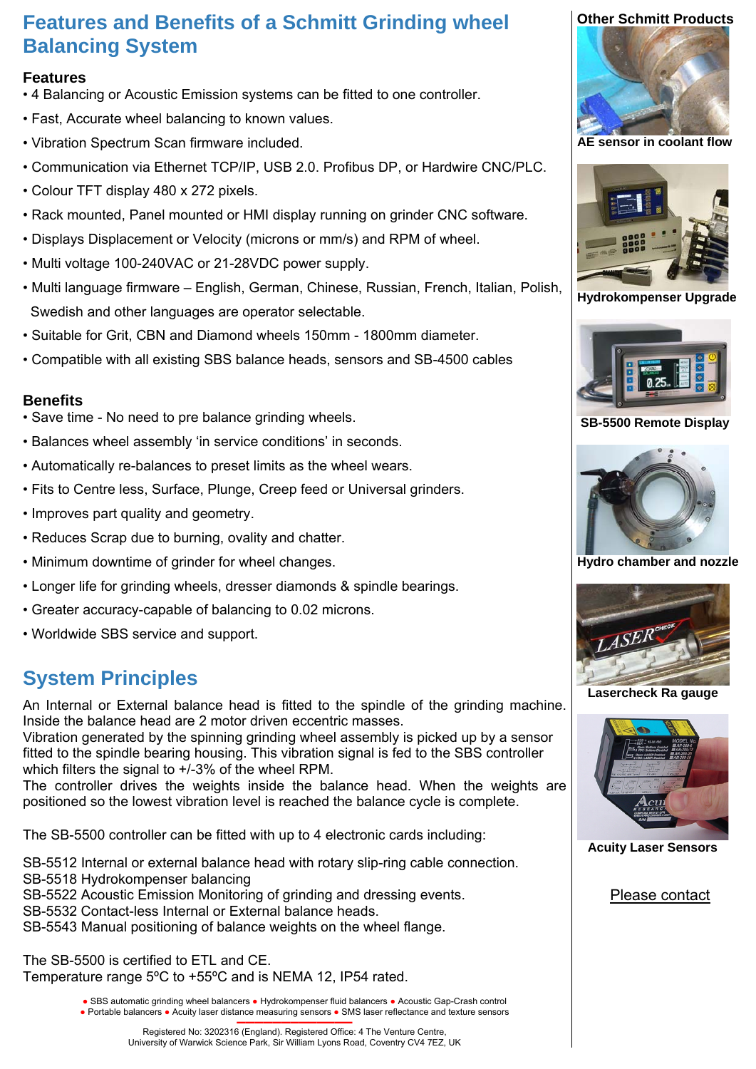# Features and Benefits of a Schmitt Grinding wheel Balancing System

### Features

- 4 Balancing or Acoustic Emission systems can be fitted to one controller.
- Fast, Accurate wheel balancing to known values.
- Vibration Spectrum Scan firmware included.
- Communication via Ethernet TCP/IP, USB 2.0. Profibus DP, or Hardwire CNC/PLC.
- Colour TFT display 480 x 272 pixels.
- Rack mounted, Panel mounted or HMI display running on grinder CNC software.
- Displays Displacement or Velocity (microns or mm/s) and RPM of wheel.
- Multi voltage 100-240VAC or 21-28VDC power supply.
- Multi language firmware – English, German, Chinese, Russian, French, Italian, Polish, Swedish and other languages are operator selectable.
- Suitable for Grit, CBN and Diamond wheels 150mm - 1800mm diameter.
- Compatible with all existing SBS balance heads, sensors and SB-4500 cables

### Benefits

- Save time - No need to pre balance grinding wheels.
- Balances wheel assembly 'in service conditions' in seconds.
- Automatically re-balances to preset limits as the wheel wears.
- Fits to Centre less, Surface, Plunge, Creep feed or Universal grinders.
- Improves part quality and geometry.
- Reduces Scrap due to burning, ovality and chatter.
- Minimum downtime of grinder for wheel changes.
- Longer life for grinding wheels, dresser diamonds & spindle bearings.
- Greater accuracy-capable of balancing to 0.02 microns.
- Worldwide SBS service and support.

## System Principles

An Internal or External balance head is fitted to the spindle of the grinding machine. Inside the balance head are 2 motor driven eccentric masses.
Vibration generated by the spinning grinding wheel assembly is picked up by a sensor fitted to the spindle bearing housing. This vibration signal is fed to the SBS controller which filters the signal to +/-3% of the wheel RPM.
The controller drives the weights inside the balance head. When the weights are positioned so the lowest vibration level is reached the balance cycle is complete.

The SB-5500 controller can be fitted with up to 4 electronic cards including:

SB-5512 Internal or external balance head with rotary slip-ring cable connection.
SB-5518 Hydrokompenser balancing
SB-5522 Acoustic Emission Monitoring of grinding and dressing events.
SB-5532 Contact-less Internal or External balance heads.
SB-5543 Manual positioning of balance weights on the wheel flange.

The SB-5500 is certified to ETL and CE.
Temperature range 5ºC to +55ºC and is NEMA 12, IP54 rated.

### Other Schmitt Products

AE sensor in coolant flow

Hydrokompenser Upgrade

SB-5500 Remote Display

Hydro chamber and nozzle

Lasercheck Ra gauge

Acuity Laser Sensors

Please contact

● SBS automatic grinding wheel balancers ● Hydrokompenser fluid balancers ● Acoustic Gap-Crash control
● Portable balancers ● Acuity laser distance measuring sensors ● SMS laser reflectance and texture sensors

Registered No: 3202316 (England). Registered Office: 4 The Venture Centre,
University of Warwick Science Park, Sir William Lyons Road, Coventry CV4 7EZ, UK